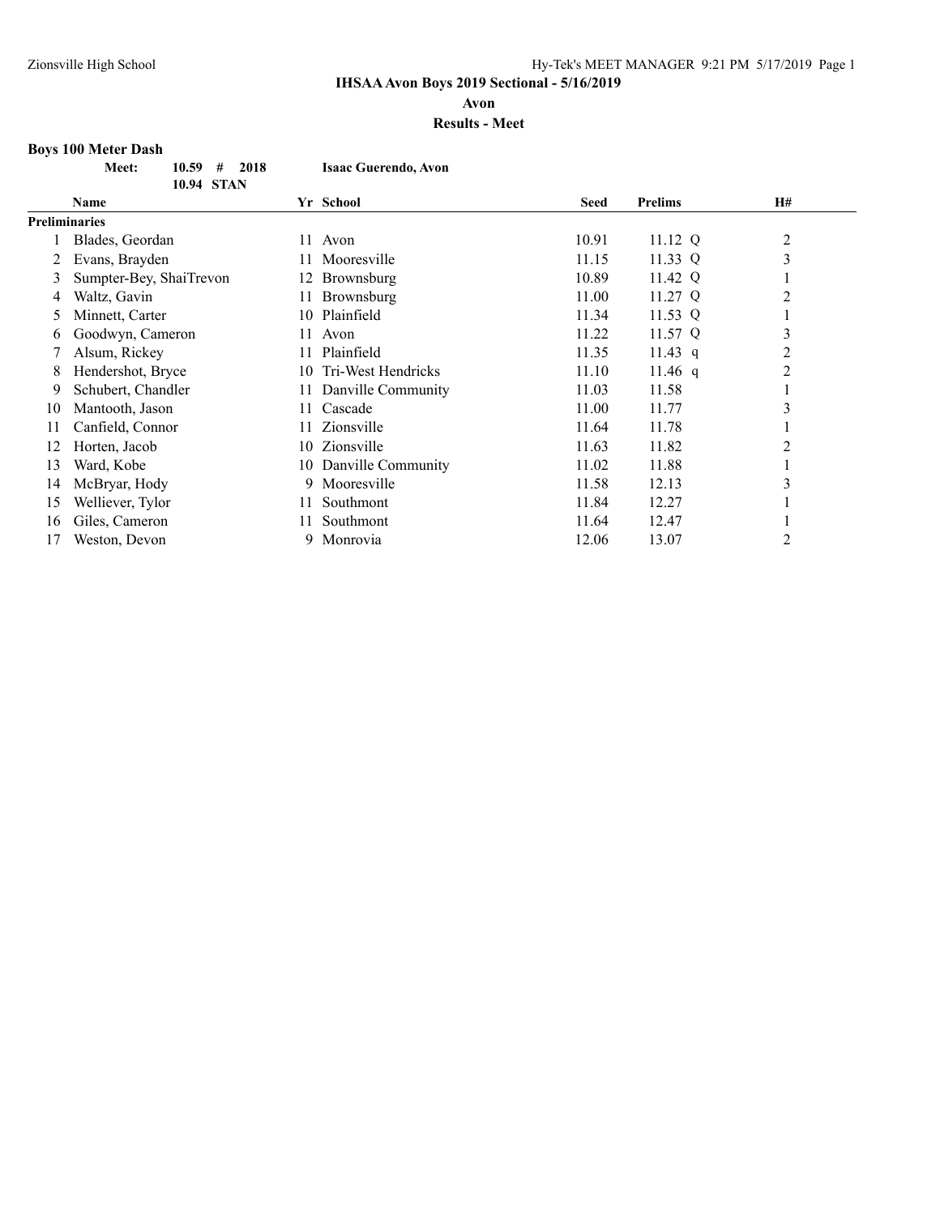**IHSAA Avon Boys 2019 Sectional - 5/16/2019**

**Avon**

**Results - Meet**

### Boys 100 Meter Dash

**Meet:** **10.59 # 2018** **Isaac Guerendo, Avon**

**10.94 STAN**

| | Name | Yr | School | Seed | Prelims | H# |
|---|---|---|---|---|---|---|
| **Preliminaries** | | | | | | |
| 1 | Blades, Geordan | 11 | Avon | 10.91 | 11.12 Q | 2 |
| 2 | Evans, Brayden | 11 | Mooresville | 11.15 | 11.33 Q | 3 |
| 3 | Sumpter-Bey, ShaiTrevon | 12 | Brownsburg | 10.89 | 11.42 Q | 1 |
| 4 | Waltz, Gavin | 11 | Brownsburg | 11.00 | 11.27 Q | 2 |
| 5 | Minnett, Carter | 10 | Plainfield | 11.34 | 11.53 Q | 1 |
| 6 | Goodwyn, Cameron | 11 | Avon | 11.22 | 11.57 Q | 3 |
| 7 | Alsum, Rickey | 11 | Plainfield | 11.35 | 11.43 q | 2 |
| 8 | Hendershot, Bryce | 10 | Tri-West Hendricks | 11.10 | 11.46 q | 2 |
| 9 | Schubert, Chandler | 11 | Danville Community | 11.03 | 11.58 | 1 |
| 10 | Mantooth, Jason | 11 | Cascade | 11.00 | 11.77 | 3 |
| 11 | Canfield, Connor | 11 | Zionsville | 11.64 | 11.78 | 1 |
| 12 | Horten, Jacob | 10 | Zionsville | 11.63 | 11.82 | 2 |
| 13 | Ward, Kobe | 10 | Danville Community | 11.02 | 11.88 | 1 |
| 14 | McBryar, Hody | 9 | Mooresville | 11.58 | 12.13 | 3 |
| 15 | Welliever, Tylor | 11 | Southmont | 11.84 | 12.27 | 1 |
| 16 | Giles, Cameron | 11 | Southmont | 11.64 | 12.47 | 1 |
| 17 | Weston, Devon | 9 | Monrovia | 12.06 | 13.07 | 2 |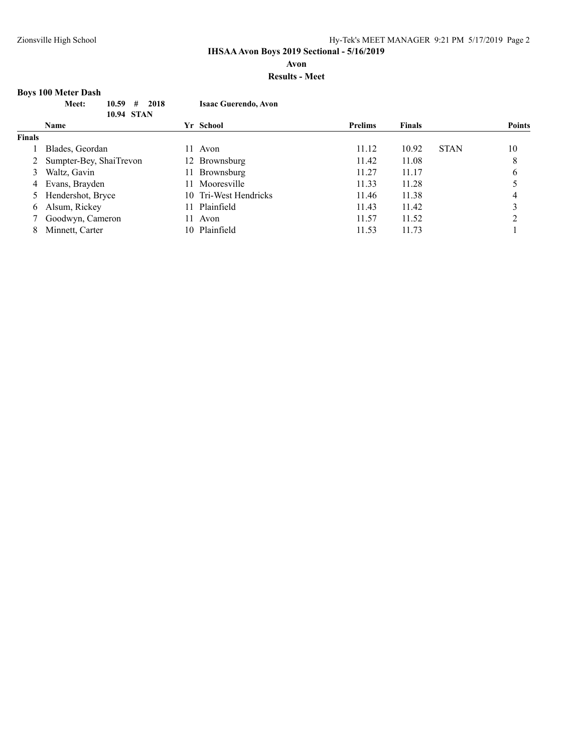# IHSAA Avon Boys 2019 Sectional - 5/16/2019

**Avon**

**Results - Meet**

### Boys 100 Meter Dash

| | | | | |
|---|---|---|---|---|
| **Meet:** | 10.59 | # | 2018 | **Isaac Guerendo, Avon** |
| | 10.94 | STAN | | |

| | Name | Yr | School | Prelims | Finals | | Points |
|---|---|---|---|---|---|---|---|
| **Finals** | | | | | | | |
| 1 | Blades, Geordan | 11 | Avon | 11.12 | 10.92 | STAN | 10 |
| 2 | Sumpter-Bey, ShaiTrevon | 12 | Brownsburg | 11.42 | 11.08 | | 8 |
| 3 | Waltz, Gavin | 11 | Brownsburg | 11.27 | 11.17 | | 6 |
| 4 | Evans, Brayden | 11 | Mooresville | 11.33 | 11.28 | | 5 |
| 5 | Hendershot, Bryce | 10 | Tri-West Hendricks | 11.46 | 11.38 | | 4 |
| 6 | Alsum, Rickey | 11 | Plainfield | 11.43 | 11.42 | | 3 |
| 7 | Goodwyn, Cameron | 11 | Avon | 11.57 | 11.52 | | 2 |
| 8 | Minnett, Carter | 10 | Plainfield | 11.53 | 11.73 | | 1 |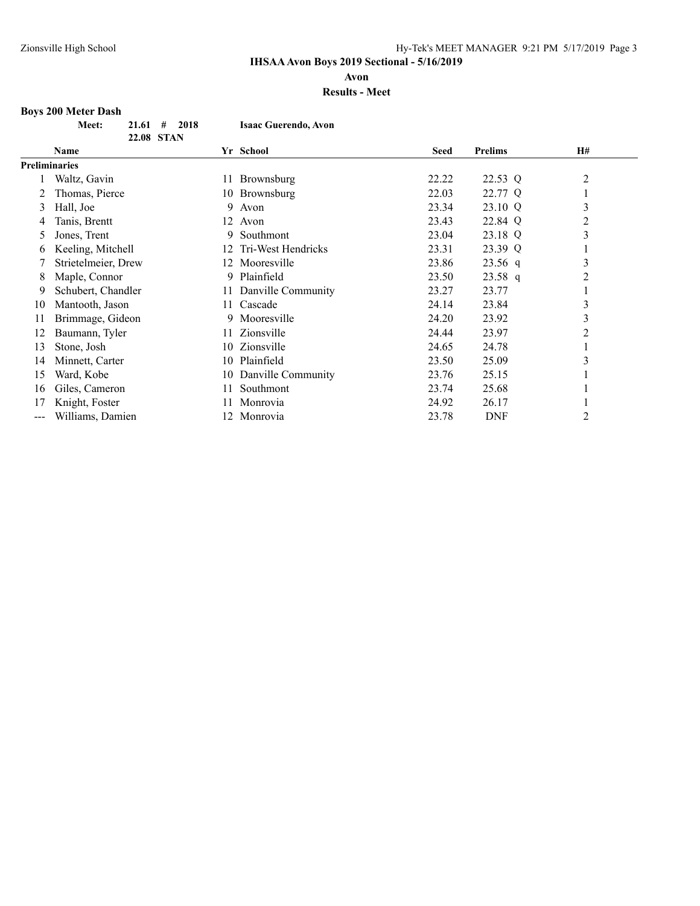**IHSAA Avon Boys 2019 Sectional - 5/16/2019**

**Avon**

**Results - Meet**

### Boys 200 Meter Dash

| | | | | |
|---|---|---|---|---|
| **Meet:** | **21.61** | **#** | **2018** | **Isaac Guerendo, Avon** |
| | **22.08** | **STAN** | | |

| | Name | Yr | School | Seed | Prelims | H# |
|---|---|---|---|---|---|---|
| **Preliminaries** | | | | | | |
| 1 | Waltz, Gavin | 11 | Brownsburg | 22.22 | 22.53 Q | 2 |
| 2 | Thomas, Pierce | 10 | Brownsburg | 22.03 | 22.77 Q | 1 |
| 3 | Hall, Joe | 9 | Avon | 23.34 | 23.10 Q | 3 |
| 4 | Tanis, Brentt | 12 | Avon | 23.43 | 22.84 Q | 2 |
| 5 | Jones, Trent | 9 | Southmont | 23.04 | 23.18 Q | 3 |
| 6 | Keeling, Mitchell | 12 | Tri-West Hendricks | 23.31 | 23.39 Q | 1 |
| 7 | Strietelmeier, Drew | 12 | Mooresville | 23.86 | 23.56 q | 3 |
| 8 | Maple, Connor | 9 | Plainfield | 23.50 | 23.58 q | 2 |
| 9 | Schubert, Chandler | 11 | Danville Community | 23.27 | 23.77 | 1 |
| 10 | Mantooth, Jason | 11 | Cascade | 24.14 | 23.84 | 3 |
| 11 | Brimmage, Gideon | 9 | Mooresville | 24.20 | 23.92 | 3 |
| 12 | Baumann, Tyler | 11 | Zionsville | 24.44 | 23.97 | 2 |
| 13 | Stone, Josh | 10 | Zionsville | 24.65 | 24.78 | 1 |
| 14 | Minnett, Carter | 10 | Plainfield | 23.50 | 25.09 | 3 |
| 15 | Ward, Kobe | 10 | Danville Community | 23.76 | 25.15 | 1 |
| 16 | Giles, Cameron | 11 | Southmont | 23.74 | 25.68 | 1 |
| 17 | Knight, Foster | 11 | Monrovia | 24.92 | 26.17 | 1 |
| --- | Williams, Damien | 12 | Monrovia | 23.78 | DNF | 2 |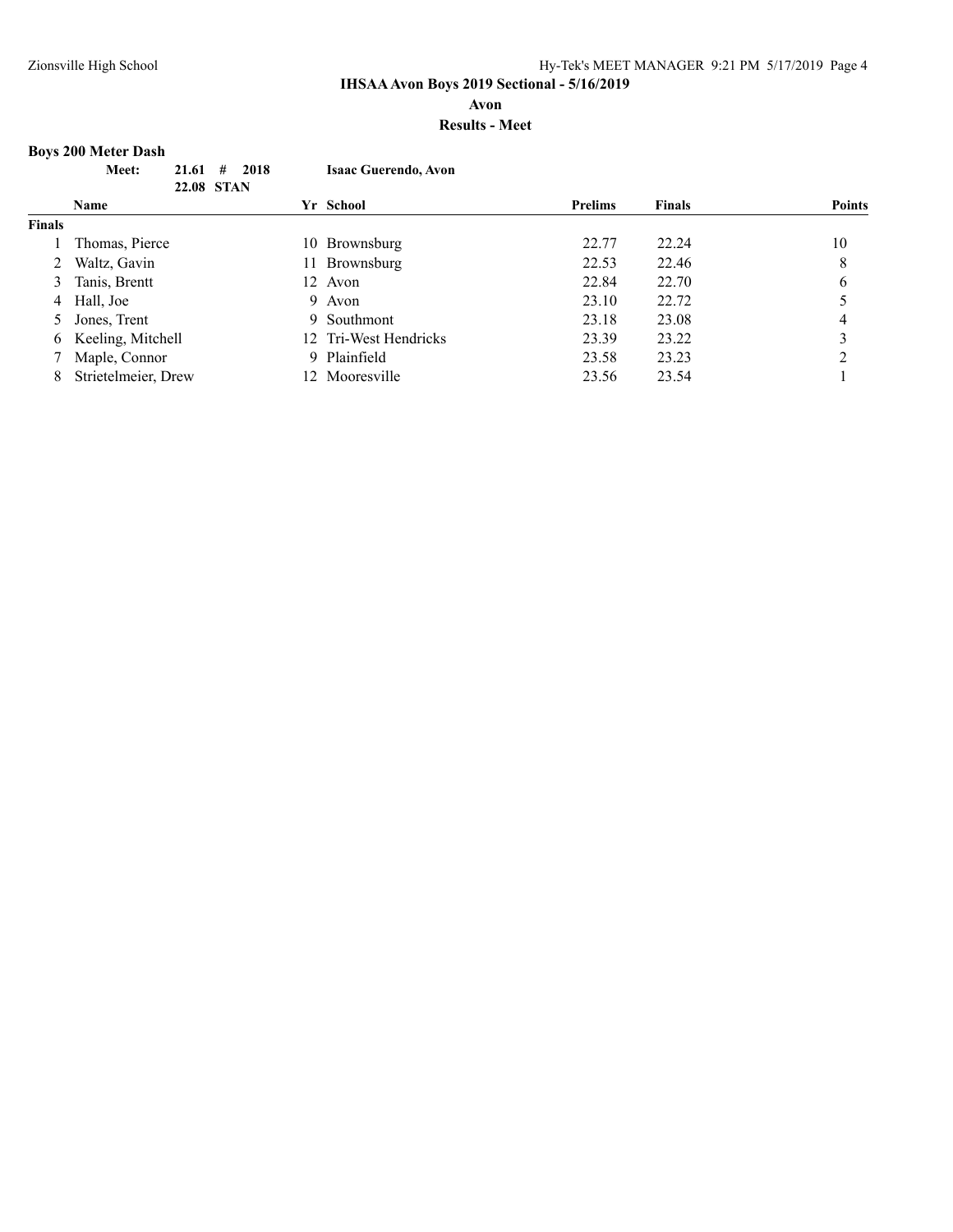**IHSAA Avon Boys 2019 Sectional - 5/16/2019**

**Avon**

**Results - Meet**

### Boys 200 Meter Dash

| | | | |
|---|---|---|---|
| **Meet:** | **21.61 #** | **2018** | **Isaac Guerendo, Avon** |
| | **22.08** | **STAN** | |

| | Name | Yr | School | Prelims | Finals | Points |
|---|---|---|---|---|---|---|
| **Finals** | | | | | | |
| 1 | Thomas, Pierce | 10 | Brownsburg | 22.77 | 22.24 | 10 |
| 2 | Waltz, Gavin | 11 | Brownsburg | 22.53 | 22.46 | 8 |
| 3 | Tanis, Brentt | 12 | Avon | 22.84 | 22.70 | 6 |
| 4 | Hall, Joe | 9 | Avon | 23.10 | 22.72 | 5 |
| 5 | Jones, Trent | 9 | Southmont | 23.18 | 23.08 | 4 |
| 6 | Keeling, Mitchell | 12 | Tri-West Hendricks | 23.39 | 23.22 | 3 |
| 7 | Maple, Connor | 9 | Plainfield | 23.58 | 23.23 | 2 |
| 8 | Strietelmeier, Drew | 12 | Mooresville | 23.56 | 23.54 | 1 |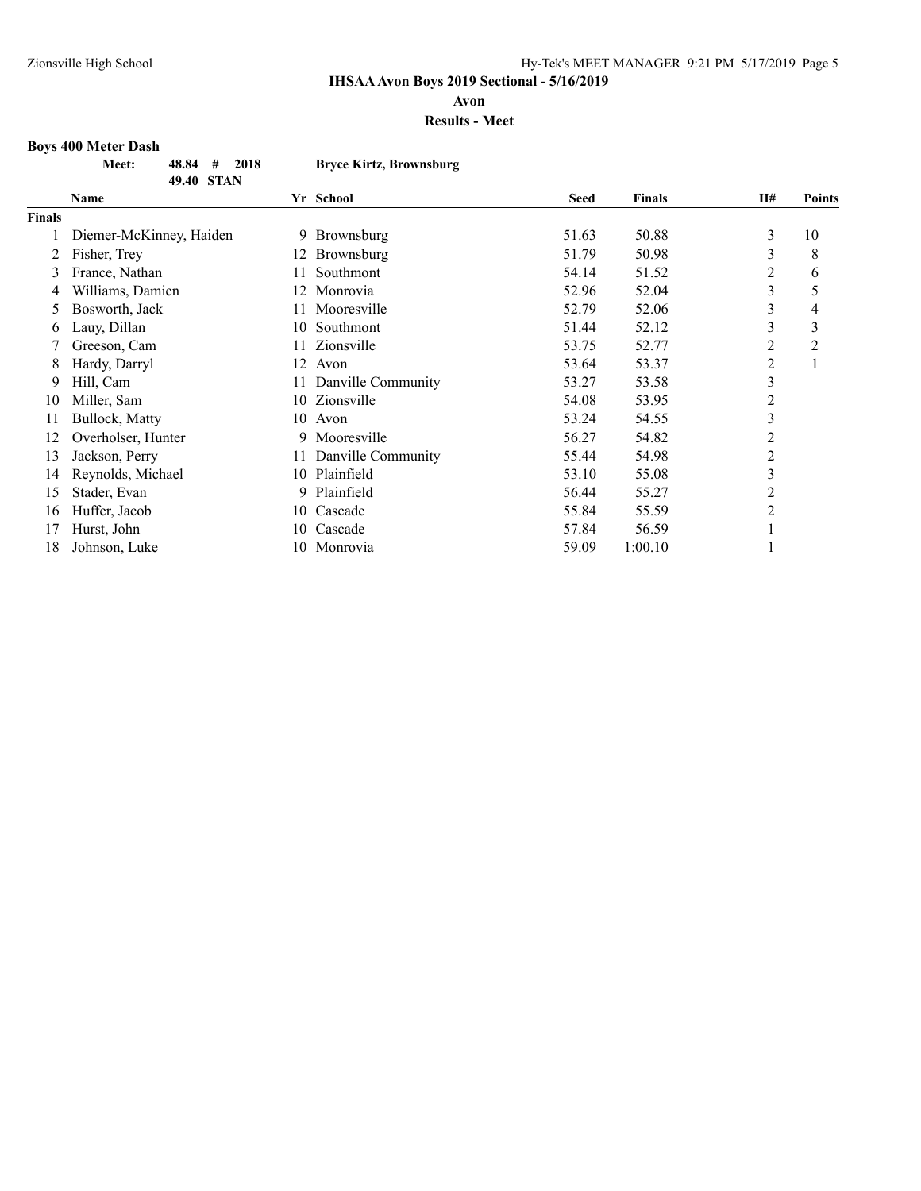## IHSAA Avon Boys 2019 Sectional - 5/16/2019

**Avon**

**Results - Meet**

### Boys 400 Meter Dash

**Meet: 48.84 # 2018 Bryce Kirtz, Brownsburg**
**49.40 STAN**

| | Name | Yr | School | Seed | Finals | H# | Points |
|---|---|---|---|---|---|---|---|
| **Finals** | | | | | | | |
| 1 | Diemer-McKinney, Haiden | 9 | Brownsburg | 51.63 | 50.88 | 3 | 10 |
| 2 | Fisher, Trey | 12 | Brownsburg | 51.79 | 50.98 | 3 | 8 |
| 3 | France, Nathan | 11 | Southmont | 54.14 | 51.52 | 2 | 6 |
| 4 | Williams, Damien | 12 | Monrovia | 52.96 | 52.04 | 3 | 5 |
| 5 | Bosworth, Jack | 11 | Mooresville | 52.79 | 52.06 | 3 | 4 |
| 6 | Lauy, Dillan | 10 | Southmont | 51.44 | 52.12 | 3 | 3 |
| 7 | Greeson, Cam | 11 | Zionsville | 53.75 | 52.77 | 2 | 2 |
| 8 | Hardy, Darryl | 12 | Avon | 53.64 | 53.37 | 2 | 1 |
| 9 | Hill, Cam | 11 | Danville Community | 53.27 | 53.58 | 3 | |
| 10 | Miller, Sam | 10 | Zionsville | 54.08 | 53.95 | 2 | |
| 11 | Bullock, Matty | 10 | Avon | 53.24 | 54.55 | 3 | |
| 12 | Overholser, Hunter | 9 | Mooresville | 56.27 | 54.82 | 2 | |
| 13 | Jackson, Perry | 11 | Danville Community | 55.44 | 54.98 | 2 | |
| 14 | Reynolds, Michael | 10 | Plainfield | 53.10 | 55.08 | 3 | |
| 15 | Stader, Evan | 9 | Plainfield | 56.44 | 55.27 | 2 | |
| 16 | Huffer, Jacob | 10 | Cascade | 55.84 | 55.59 | 2 | |
| 17 | Hurst, John | 10 | Cascade | 57.84 | 56.59 | 1 | |
| 18 | Johnson, Luke | 10 | Monrovia | 59.09 | 1:00.10 | 1 | |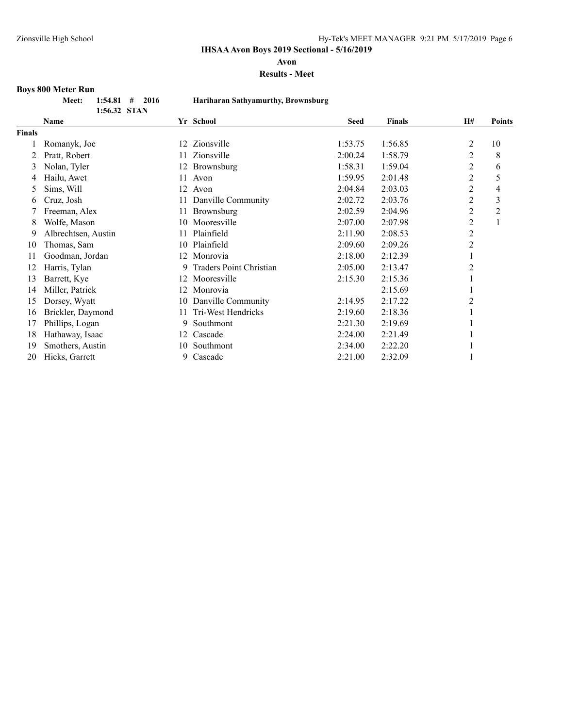**IHSAA Avon Boys 2019 Sectional - 5/16/2019**

**Avon**

**Results - Meet**

### Boys 800 Meter Run

**Meet: 1:54.81 # 2016 Hariharan Sathyamurthy, Brownsburg**
**1:56.32 STAN**

| | Name | Yr | School | Seed | Finals | H# | Points |
|---|---|---|---|---|---|---|---|
| **Finals** | | | | | | | |
| 1 | Romanyk, Joe | 12 | Zionsville | 1:53.75 | 1:56.85 | 2 | 10 |
| 2 | Pratt, Robert | 11 | Zionsville | 2:00.24 | 1:58.79 | 2 | 8 |
| 3 | Nolan, Tyler | 12 | Brownsburg | 1:58.31 | 1:59.04 | 2 | 6 |
| 4 | Hailu, Awet | 11 | Avon | 1:59.95 | 2:01.48 | 2 | 5 |
| 5 | Sims, Will | 12 | Avon | 2:04.84 | 2:03.03 | 2 | 4 |
| 6 | Cruz, Josh | 11 | Danville Community | 2:02.72 | 2:03.76 | 2 | 3 |
| 7 | Freeman, Alex | 11 | Brownsburg | 2:02.59 | 2:04.96 | 2 | 2 |
| 8 | Wolfe, Mason | 10 | Mooresville | 2:07.00 | 2:07.98 | 2 | 1 |
| 9 | Albrechtsen, Austin | 11 | Plainfield | 2:11.90 | 2:08.53 | 2 | |
| 10 | Thomas, Sam | 10 | Plainfield | 2:09.60 | 2:09.26 | 2 | |
| 11 | Goodman, Jordan | 12 | Monrovia | 2:18.00 | 2:12.39 | 1 | |
| 12 | Harris, Tylan | 9 | Traders Point Christian | 2:05.00 | 2:13.47 | 2 | |
| 13 | Barrett, Kye | 12 | Mooresville | 2:15.30 | 2:15.36 | 1 | |
| 14 | Miller, Patrick | 12 | Monrovia | | 2:15.69 | 1 | |
| 15 | Dorsey, Wyatt | 10 | Danville Community | 2:14.95 | 2:17.22 | 2 | |
| 16 | Brickler, Daymond | 11 | Tri-West Hendricks | 2:19.60 | 2:18.36 | 1 | |
| 17 | Phillips, Logan | 9 | Southmont | 2:21.30 | 2:19.69 | 1 | |
| 18 | Hathaway, Isaac | 12 | Cascade | 2:24.00 | 2:21.49 | 1 | |
| 19 | Smothers, Austin | 10 | Southmont | 2:34.00 | 2:22.20 | 1 | |
| 20 | Hicks, Garrett | 9 | Cascade | 2:21.00 | 2:32.09 | 1 | |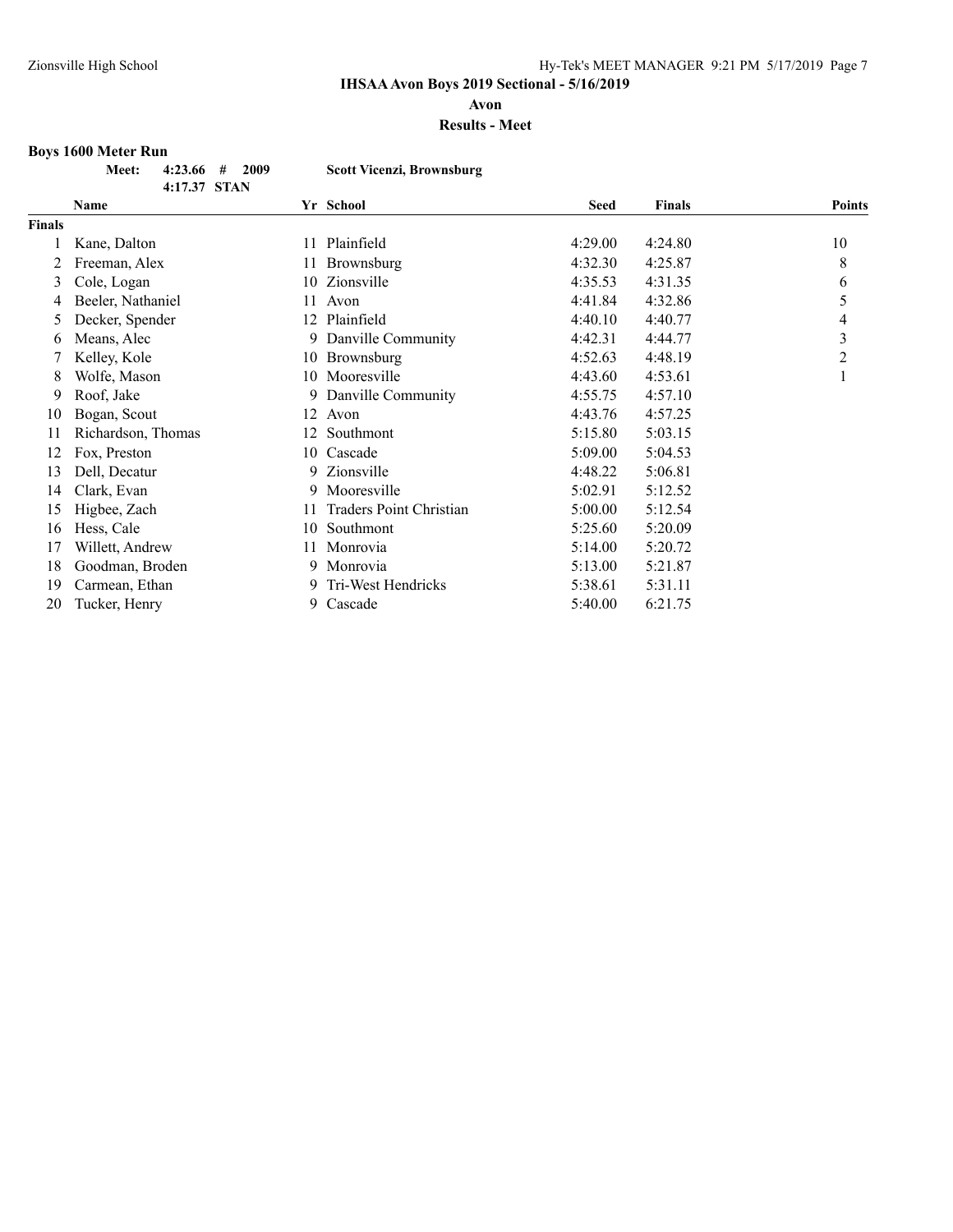# IHSAA Avon Boys 2019 Sectional - 5/16/2019

## Avon

## Results - Meet

### Boys 1600 Meter Run

| Meet: | 4:23.66 # | 2009 | Scott Vicenzi, Brownsburg |
|---|---|---|---|
| | 4:17.37 STAN | | |

| | Name | Yr | School | Seed | Finals | Points |
|---|---|---|---|---|---|---|
| **Finals** | | | | | | |
| 1 | Kane, Dalton | 11 | Plainfield | 4:29.00 | 4:24.80 | 10 |
| 2 | Freeman, Alex | 11 | Brownsburg | 4:32.30 | 4:25.87 | 8 |
| 3 | Cole, Logan | 10 | Zionsville | 4:35.53 | 4:31.35 | 6 |
| 4 | Beeler, Nathaniel | 11 | Avon | 4:41.84 | 4:32.86 | 5 |
| 5 | Decker, Spender | 12 | Plainfield | 4:40.10 | 4:40.77 | 4 |
| 6 | Means, Alec | 9 | Danville Community | 4:42.31 | 4:44.77 | 3 |
| 7 | Kelley, Kole | 10 | Brownsburg | 4:52.63 | 4:48.19 | 2 |
| 8 | Wolfe, Mason | 10 | Mooresville | 4:43.60 | 4:53.61 | 1 |
| 9 | Roof, Jake | 9 | Danville Community | 4:55.75 | 4:57.10 | |
| 10 | Bogan, Scout | 12 | Avon | 4:43.76 | 4:57.25 | |
| 11 | Richardson, Thomas | 12 | Southmont | 5:15.80 | 5:03.15 | |
| 12 | Fox, Preston | 10 | Cascade | 5:09.00 | 5:04.53 | |
| 13 | Dell, Decatur | 9 | Zionsville | 4:48.22 | 5:06.81 | |
| 14 | Clark, Evan | 9 | Mooresville | 5:02.91 | 5:12.52 | |
| 15 | Higbee, Zach | 11 | Traders Point Christian | 5:00.00 | 5:12.54 | |
| 16 | Hess, Cale | 10 | Southmont | 5:25.60 | 5:20.09 | |
| 17 | Willett, Andrew | 11 | Monrovia | 5:14.00 | 5:20.72 | |
| 18 | Goodman, Broden | 9 | Monrovia | 5:13.00 | 5:21.87 | |
| 19 | Carmean, Ethan | 9 | Tri-West Hendricks | 5:38.61 | 5:31.11 | |
| 20 | Tucker, Henry | 9 | Cascade | 5:40.00 | 6:21.75 | |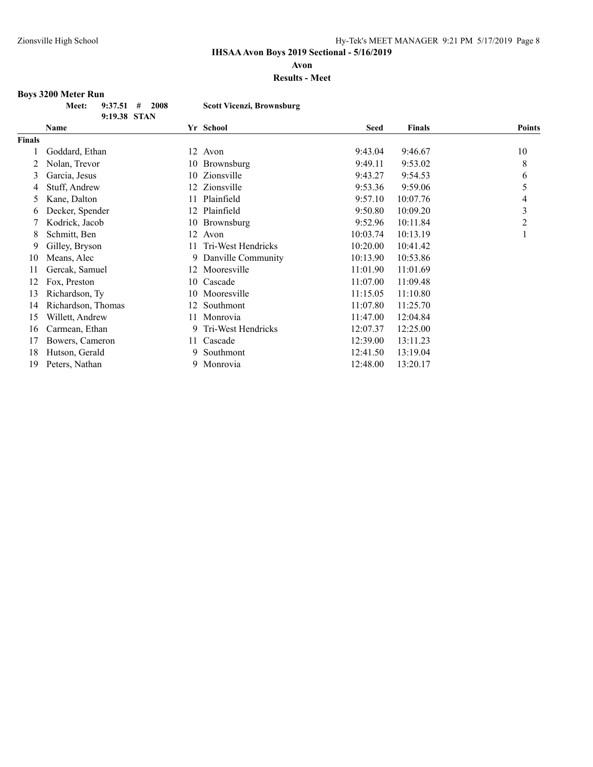# IHSAA Avon Boys 2019 Sectional - 5/16/2019

**Avon**

**Results - Meet**

### Boys 3200 Meter Run

**Meet: 9:37.51 # 2008 Scott Vicenzi, Brownsburg**

**9:19.38 STAN**

| | Name | Yr | School | Seed | Finals | Points |
|---|---|---|---|---|---|---|
| **Finals** | | | | | | |
| 1 | Goddard, Ethan | 12 | Avon | 9:43.04 | 9:46.67 | 10 |
| 2 | Nolan, Trevor | 10 | Brownsburg | 9:49.11 | 9:53.02 | 8 |
| 3 | Garcia, Jesus | 10 | Zionsville | 9:43.27 | 9:54.53 | 6 |
| 4 | Stuff, Andrew | 12 | Zionsville | 9:53.36 | 9:59.06 | 5 |
| 5 | Kane, Dalton | 11 | Plainfield | 9:57.10 | 10:07.76 | 4 |
| 6 | Decker, Spender | 12 | Plainfield | 9:50.80 | 10:09.20 | 3 |
| 7 | Kodrick, Jacob | 10 | Brownsburg | 9:52.96 | 10:11.84 | 2 |
| 8 | Schmitt, Ben | 12 | Avon | 10:03.74 | 10:13.19 | 1 |
| 9 | Gilley, Bryson | 11 | Tri-West Hendricks | 10:20.00 | 10:41.42 | |
| 10 | Means, Alec | 9 | Danville Community | 10:13.90 | 10:53.86 | |
| 11 | Gercak, Samuel | 12 | Mooresville | 11:01.90 | 11:01.69 | |
| 12 | Fox, Preston | 10 | Cascade | 11:07.00 | 11:09.48 | |
| 13 | Richardson, Ty | 10 | Mooresville | 11:15.05 | 11:10.80 | |
| 14 | Richardson, Thomas | 12 | Southmont | 11:07.80 | 11:25.70 | |
| 15 | Willett, Andrew | 11 | Monrovia | 11:47.00 | 12:04.84 | |
| 16 | Carmean, Ethan | 9 | Tri-West Hendricks | 12:07.37 | 12:25.00 | |
| 17 | Bowers, Cameron | 11 | Cascade | 12:39.00 | 13:11.23 | |
| 18 | Hutson, Gerald | 9 | Southmont | 12:41.50 | 13:19.04 | |
| 19 | Peters, Nathan | 9 | Monrovia | 12:48.00 | 13:20.17 | |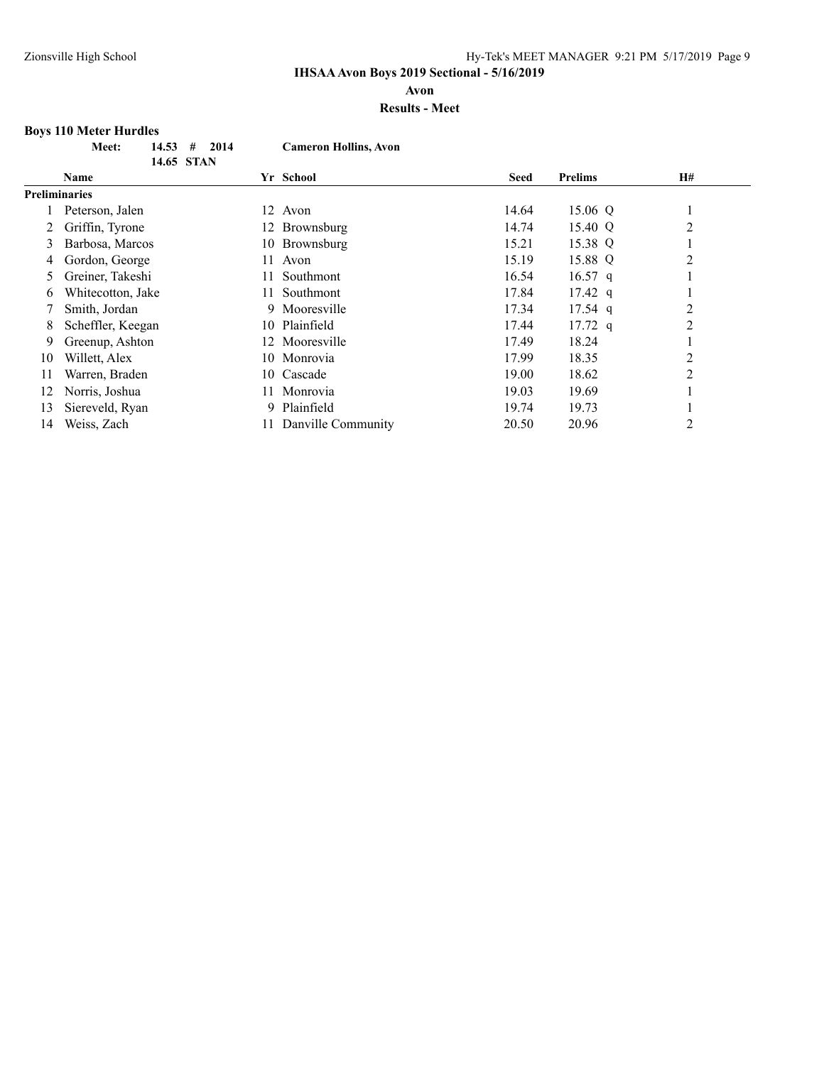## IHSAA Avon Boys 2019 Sectional - 5/16/2019

**Avon**

**Results - Meet**

### Boys 110 Meter Hurdles

**Meet: 14.53 # 2014 Cameron Hollins, Avon**

**14.65 STAN**

| | Name | Yr | School | Seed | Prelims | | H# |
|---|---|---|---|---|---|---|---|
| **Preliminaries** | | | | | | | |
| 1 | Peterson, Jalen | 12 | Avon | 14.64 | 15.06 | Q | 1 |
| 2 | Griffin, Tyrone | 12 | Brownsburg | 14.74 | 15.40 | Q | 2 |
| 3 | Barbosa, Marcos | 10 | Brownsburg | 15.21 | 15.38 | Q | 1 |
| 4 | Gordon, George | 11 | Avon | 15.19 | 15.88 | Q | 2 |
| 5 | Greiner, Takeshi | 11 | Southmont | 16.54 | 16.57 | q | 1 |
| 6 | Whitecotton, Jake | 11 | Southmont | 17.84 | 17.42 | q | 1 |
| 7 | Smith, Jordan | 9 | Mooresville | 17.34 | 17.54 | q | 2 |
| 8 | Scheffler, Keegan | 10 | Plainfield | 17.44 | 17.72 | q | 2 |
| 9 | Greenup, Ashton | 12 | Mooresville | 17.49 | 18.24 | | 1 |
| 10 | Willett, Alex | 10 | Monrovia | 17.99 | 18.35 | | 2 |
| 11 | Warren, Braden | 10 | Cascade | 19.00 | 18.62 | | 2 |
| 12 | Norris, Joshua | 11 | Monrovia | 19.03 | 19.69 | | 1 |
| 13 | Siereveld, Ryan | 9 | Plainfield | 19.74 | 19.73 | | 1 |
| 14 | Weiss, Zach | 11 | Danville Community | 20.50 | 20.96 | | 2 |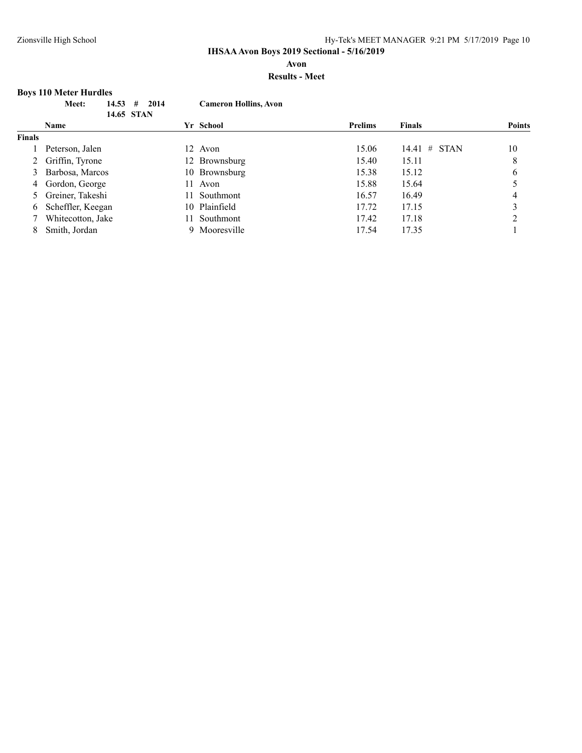**IHSAA Avon Boys 2019 Sectional - 5/16/2019**

**Avon**

**Results - Meet**

### Boys 110 Meter Hurdles

| | | | |
|---|---|---|---|
| **Meet:** | **14.53 # 2014** | **Cameron Hollins, Avon** |
| | **14.65 STAN** | |

| | Name | Yr | School | Prelims | Finals | Points |
|---|---|---|---|---|---|---|
| **Finals** | | | | | | |
| 1 | Peterson, Jalen | 12 | Avon | 15.06 | 14.41 # STAN | 10 |
| 2 | Griffin, Tyrone | 12 | Brownsburg | 15.40 | 15.11 | 8 |
| 3 | Barbosa, Marcos | 10 | Brownsburg | 15.38 | 15.12 | 6 |
| 4 | Gordon, George | 11 | Avon | 15.88 | 15.64 | 5 |
| 5 | Greiner, Takeshi | 11 | Southmont | 16.57 | 16.49 | 4 |
| 6 | Scheffler, Keegan | 10 | Plainfield | 17.72 | 17.15 | 3 |
| 7 | Whitecotton, Jake | 11 | Southmont | 17.42 | 17.18 | 2 |
| 8 | Smith, Jordan | 9 | Mooresville | 17.54 | 17.35 | 1 |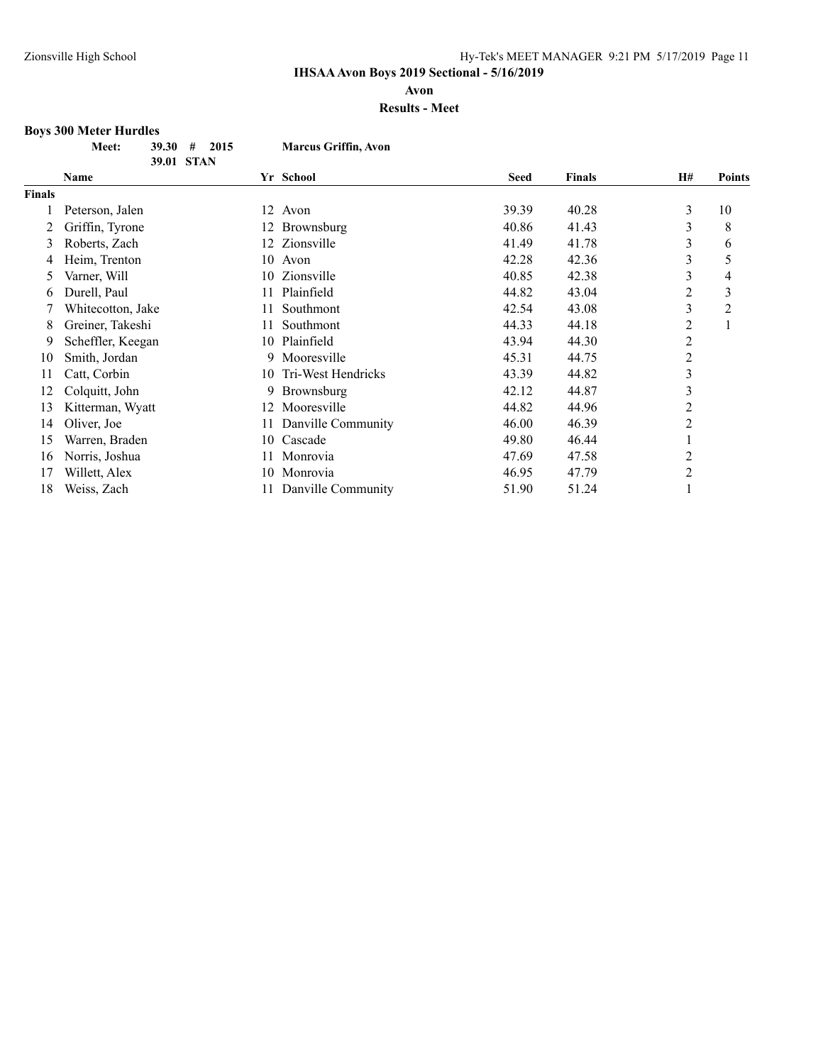**IHSAA Avon Boys 2019 Sectional - 5/16/2019**

**Avon**

**Results - Meet**

**Boys 300 Meter Hurdles**

| Meet: | 39.30 # | 2015 | Marcus Griffin, Avon |
|---|---|---|---|
| | 39.01 | STAN | |

| | Name | Yr | School | Seed | Finals | H# | Points |
|---|---|---|---|---|---|---|---|
| **Finals** | | | | | | | |
| 1 | Peterson, Jalen | 12 | Avon | 39.39 | 40.28 | 3 | 10 |
| 2 | Griffin, Tyrone | 12 | Brownsburg | 40.86 | 41.43 | 3 | 8 |
| 3 | Roberts, Zach | 12 | Zionsville | 41.49 | 41.78 | 3 | 6 |
| 4 | Heim, Trenton | 10 | Avon | 42.28 | 42.36 | 3 | 5 |
| 5 | Varner, Will | 10 | Zionsville | 40.85 | 42.38 | 3 | 4 |
| 6 | Durell, Paul | 11 | Plainfield | 44.82 | 43.04 | 2 | 3 |
| 7 | Whitecotton, Jake | 11 | Southmont | 42.54 | 43.08 | 3 | 2 |
| 8 | Greiner, Takeshi | 11 | Southmont | 44.33 | 44.18 | 2 | 1 |
| 9 | Scheffler, Keegan | 10 | Plainfield | 43.94 | 44.30 | 2 | |
| 10 | Smith, Jordan | 9 | Mooresville | 45.31 | 44.75 | 2 | |
| 11 | Catt, Corbin | 10 | Tri-West Hendricks | 43.39 | 44.82 | 3 | |
| 12 | Colquitt, John | 9 | Brownsburg | 42.12 | 44.87 | 3 | |
| 13 | Kitterman, Wyatt | 12 | Mooresville | 44.82 | 44.96 | 2 | |
| 14 | Oliver, Joe | 11 | Danville Community | 46.00 | 46.39 | 2 | |
| 15 | Warren, Braden | 10 | Cascade | 49.80 | 46.44 | 1 | |
| 16 | Norris, Joshua | 11 | Monrovia | 47.69 | 47.58 | 2 | |
| 17 | Willett, Alex | 10 | Monrovia | 46.95 | 47.79 | 2 | |
| 18 | Weiss, Zach | 11 | Danville Community | 51.90 | 51.24 | 1 | |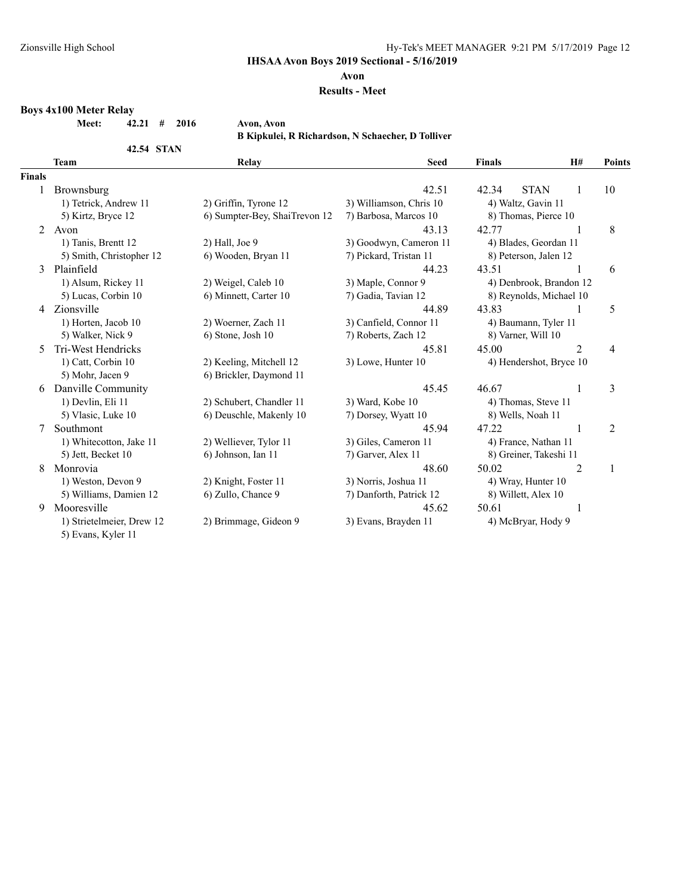**IHSAA Avon Boys 2019 Sectional - 5/16/2019**

**Avon**

**Results - Meet**

### Boys 4x100 Meter Relay

| | | | |
|---|---|---|---|
| **Meet:** | **42.21 #** | **2016** | **Avon, Avon** |
| | | | **B Kipkulei, R Richardson, N Schaecher, D Tolliver** |
| | **42.54 STAN** | | |

| | Team | Relay | Seed | Finals | | H# | Points |
|---|---|---|---|---|---|---|---|
| **Finals** | | | | | | | |
| 1 | Brownsburg | | 42.51 | 42.34 | STAN | 1 | 10 |
| | 1) Tetrick, Andrew 11 | 2) Griffin, Tyrone 12 | 3) Williamson, Chris 10 | 4) Waltz, Gavin 11 | | | |
| | 5) Kirtz, Bryce 12 | 6) Sumpter-Bey, ShaiTrevon 12 | 7) Barbosa, Marcos 10 | 8) Thomas, Pierce 10 | | | |
| 2 | Avon | | 43.13 | 42.77 | | 1 | 8 |
| | 1) Tanis, Brentt 12 | 2) Hall, Joe 9 | 3) Goodwyn, Cameron 11 | 4) Blades, Geordan 11 | | | |
| | 5) Smith, Christopher 12 | 6) Wooden, Bryan 11 | 7) Pickard, Tristan 11 | 8) Peterson, Jalen 12 | | | |
| 3 | Plainfield | | 44.23 | 43.51 | | 1 | 6 |
| | 1) Alsum, Rickey 11 | 2) Weigel, Caleb 10 | 3) Maple, Connor 9 | 4) Denbrook, Brandon 12 | | | |
| | 5) Lucas, Corbin 10 | 6) Minnett, Carter 10 | 7) Gadia, Tavian 12 | 8) Reynolds, Michael 10 | | | |
| 4 | Zionsville | | 44.89 | 43.83 | | 1 | 5 |
| | 1) Horten, Jacob 10 | 2) Woerner, Zach 11 | 3) Canfield, Connor 11 | 4) Baumann, Tyler 11 | | | |
| | 5) Walker, Nick 9 | 6) Stone, Josh 10 | 7) Roberts, Zach 12 | 8) Varner, Will 10 | | | |
| 5 | Tri-West Hendricks | | 45.81 | 45.00 | | 2 | 4 |
| | 1) Catt, Corbin 10 | 2) Keeling, Mitchell 12 | 3) Lowe, Hunter 10 | 4) Hendershot, Bryce 10 | | | |
| | 5) Mohr, Jacen 9 | 6) Brickler, Daymond 11 | | | | | |
| 6 | Danville Community | | 45.45 | 46.67 | | 1 | 3 |
| | 1) Devlin, Eli 11 | 2) Schubert, Chandler 11 | 3) Ward, Kobe 10 | 4) Thomas, Steve 11 | | | |
| | 5) Vlasic, Luke 10 | 6) Deuschle, Makenly 10 | 7) Dorsey, Wyatt 10 | 8) Wells, Noah 11 | | | |
| 7 | Southmont | | 45.94 | 47.22 | | 1 | 2 |
| | 1) Whitecotton, Jake 11 | 2) Welliever, Tylor 11 | 3) Giles, Cameron 11 | 4) France, Nathan 11 | | | |
| | 5) Jett, Becket 10 | 6) Johnson, Ian 11 | 7) Garver, Alex 11 | 8) Greiner, Takeshi 11 | | | |
| 8 | Monrovia | | 48.60 | 50.02 | | 2 | 1 |
| | 1) Weston, Devon 9 | 2) Knight, Foster 11 | 3) Norris, Joshua 11 | 4) Wray, Hunter 10 | | | |
| | 5) Williams, Damien 12 | 6) Zullo, Chance 9 | 7) Danforth, Patrick 12 | 8) Willett, Alex 10 | | | |
| 9 | Mooresville | | 45.62 | 50.61 | | 1 | |
| | 1) Strietelmeier, Drew 12 | 2) Brimmage, Gideon 9 | 3) Evans, Brayden 11 | 4) McBryar, Hody 9 | | | |
| | 5) Evans, Kyler 11 | | | | | | |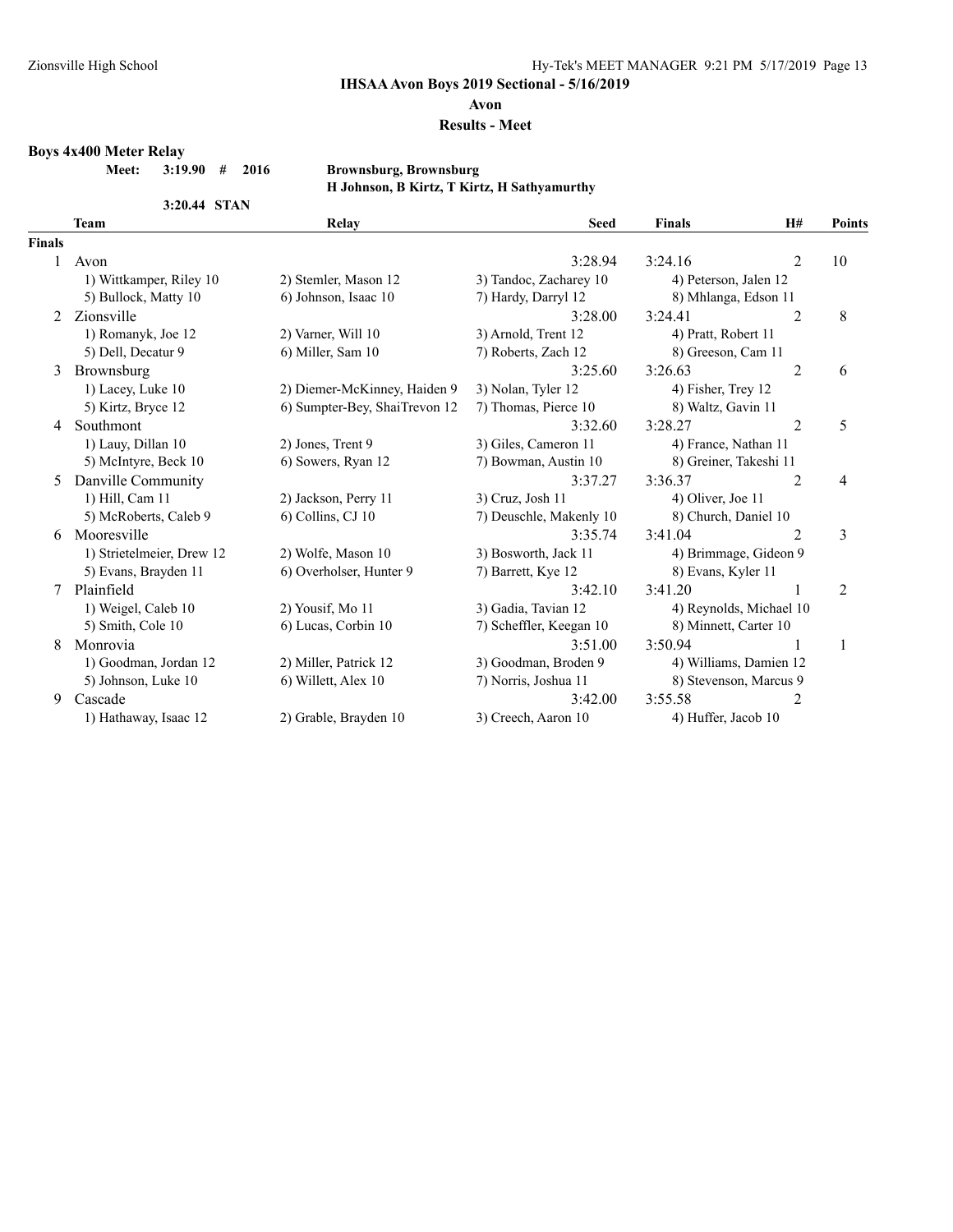**IHSAA Avon Boys 2019 Sectional - 5/16/2019**

**Avon**

**Results - Meet**

**Boys 4x400 Meter Relay**

**Meet: 3:19.90 # 2016 Brownsburg, Brownsburg**
**H Johnson, B Kirtz, T Kirtz, H Sathyamurthy**

**3:20.44 STAN**

| | Team | Relay | | Seed | Finals | H# | Points |
|---|---|---|---|---|---|---|---|
| **Finals** | | | | | | | |
| 1 | Avon | | | 3:28.94 | 3:24.16 | 2 | 10 |
| | 1) Wittkamper, Riley 10 | 2) Stemler, Mason 12 | 3) Tandoc, Zacharey 10 | | 4) Peterson, Jalen 12 | | |
| | 5) Bullock, Matty 10 | 6) Johnson, Isaac 10 | 7) Hardy, Darryl 12 | | 8) Mhlanga, Edson 11 | | |
| 2 | Zionsville | | | 3:28.00 | 3:24.41 | 2 | 8 |
| | 1) Romanyk, Joe 12 | 2) Varner, Will 10 | 3) Arnold, Trent 12 | | 4) Pratt, Robert 11 | | |
| | 5) Dell, Decatur 9 | 6) Miller, Sam 10 | 7) Roberts, Zach 12 | | 8) Greeson, Cam 11 | | |
| 3 | Brownsburg | | | 3:25.60 | 3:26.63 | 2 | 6 |
| | 1) Lacey, Luke 10 | 2) Diemer-McKinney, Haiden 9 | 3) Nolan, Tyler 12 | | 4) Fisher, Trey 12 | | |
| | 5) Kirtz, Bryce 12 | 6) Sumpter-Bey, ShaiTrevon 12 | 7) Thomas, Pierce 10 | | 8) Waltz, Gavin 11 | | |
| 4 | Southmont | | | 3:32.60 | 3:28.27 | 2 | 5 |
| | 1) Lauy, Dillan 10 | 2) Jones, Trent 9 | 3) Giles, Cameron 11 | | 4) France, Nathan 11 | | |
| | 5) McIntyre, Beck 10 | 6) Sowers, Ryan 12 | 7) Bowman, Austin 10 | | 8) Greiner, Takeshi 11 | | |
| 5 | Danville Community | | | 3:37.27 | 3:36.37 | 2 | 4 |
| | 1) Hill, Cam 11 | 2) Jackson, Perry 11 | 3) Cruz, Josh 11 | | 4) Oliver, Joe 11 | | |
| | 5) McRoberts, Caleb 9 | 6) Collins, CJ 10 | 7) Deuschle, Makenly 10 | | 8) Church, Daniel 10 | | |
| 6 | Mooresville | | | 3:35.74 | 3:41.04 | 2 | 3 |
| | 1) Strietelmeier, Drew 12 | 2) Wolfe, Mason 10 | 3) Bosworth, Jack 11 | | 4) Brimmage, Gideon 9 | | |
| | 5) Evans, Brayden 11 | 6) Overholser, Hunter 9 | 7) Barrett, Kye 12 | | 8) Evans, Kyler 11 | | |
| 7 | Plainfield | | | 3:42.10 | 3:41.20 | 1 | 2 |
| | 1) Weigel, Caleb 10 | 2) Yousif, Mo 11 | 3) Gadia, Tavian 12 | | 4) Reynolds, Michael 10 | | |
| | 5) Smith, Cole 10 | 6) Lucas, Corbin 10 | 7) Scheffler, Keegan 10 | | 8) Minnett, Carter 10 | | |
| 8 | Monrovia | | | 3:51.00 | 3:50.94 | 1 | 1 |
| | 1) Goodman, Jordan 12 | 2) Miller, Patrick 12 | 3) Goodman, Broden 9 | | 4) Williams, Damien 12 | | |
| | 5) Johnson, Luke 10 | 6) Willett, Alex 10 | 7) Norris, Joshua 11 | | 8) Stevenson, Marcus 9 | | |
| 9 | Cascade | | | 3:42.00 | 3:55.58 | 2 | |
| | 1) Hathaway, Isaac 12 | 2) Grable, Brayden 10 | 3) Creech, Aaron 10 | | 4) Huffer, Jacob 10 | | |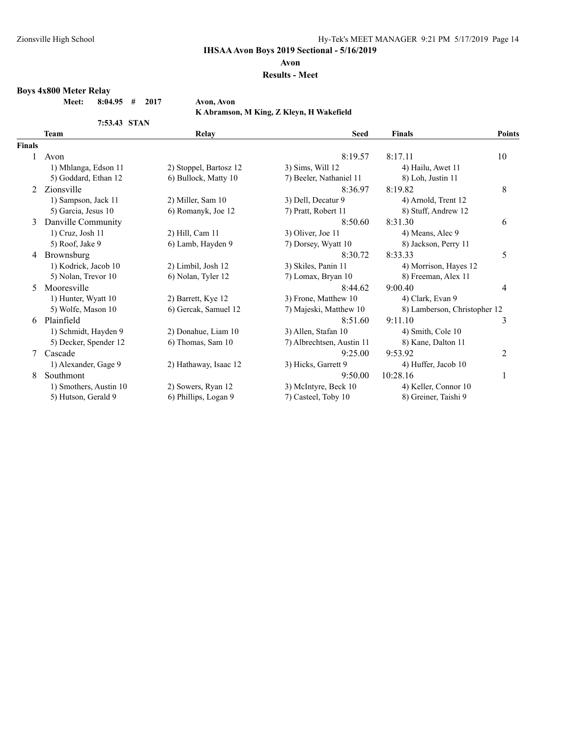**IHSAA Avon Boys 2019 Sectional - 5/16/2019**

**Avon**

**Results - Meet**

**Boys 4x800 Meter Relay**

**Meet: 8:04.95 # 2017 Avon, Avon**

**K Abramson, M King, Z Kleyn, H Wakefield**

**7:53.43 STAN**

| | Team | Relay | | Seed | Finals | Points |
|---|---|---|---|---|---|---|
| **Finals** | | | | | | |
| 1 | Avon | | | 8:19.57 | 8:17.11 | 10 |
| | 1) Mhlanga, Edson 11 | 2) Stoppel, Bartosz 12 | 3) Sims, Will 12 | 4) Hailu, Awet 11 | | |
| | 5) Goddard, Ethan 12 | 6) Bullock, Matty 10 | 7) Beeler, Nathaniel 11 | 8) Loh, Justin 11 | | |
| 2 | Zionsville | | | 8:36.97 | 8:19.82 | 8 |
| | 1) Sampson, Jack 11 | 2) Miller, Sam 10 | 3) Dell, Decatur 9 | 4) Arnold, Trent 12 | | |
| | 5) Garcia, Jesus 10 | 6) Romanyk, Joe 12 | 7) Pratt, Robert 11 | 8) Stuff, Andrew 12 | | |
| 3 | Danville Community | | | 8:50.60 | 8:31.30 | 6 |
| | 1) Cruz, Josh 11 | 2) Hill, Cam 11 | 3) Oliver, Joe 11 | 4) Means, Alec 9 | | |
| | 5) Roof, Jake 9 | 6) Lamb, Hayden 9 | 7) Dorsey, Wyatt 10 | 8) Jackson, Perry 11 | | |
| 4 | Brownsburg | | | 8:30.72 | 8:33.33 | 5 |
| | 1) Kodrick, Jacob 10 | 2) Limbil, Josh 12 | 3) Skiles, Panin 11 | 4) Morrison, Hayes 12 | | |
| | 5) Nolan, Trevor 10 | 6) Nolan, Tyler 12 | 7) Lomax, Bryan 10 | 8) Freeman, Alex 11 | | |
| 5 | Mooresville | | | 8:44.62 | 9:00.40 | 4 |
| | 1) Hunter, Wyatt 10 | 2) Barrett, Kye 12 | 3) Frone, Matthew 10 | 4) Clark, Evan 9 | | |
| | 5) Wolfe, Mason 10 | 6) Gercak, Samuel 12 | 7) Majeski, Matthew 10 | 8) Lamberson, Christopher 12 | | |
| 6 | Plainfield | | | 8:51.60 | 9:11.10 | 3 |
| | 1) Schmidt, Hayden 9 | 2) Donahue, Liam 10 | 3) Allen, Stafan 10 | 4) Smith, Cole 10 | | |
| | 5) Decker, Spender 12 | 6) Thomas, Sam 10 | 7) Albrechtsen, Austin 11 | 8) Kane, Dalton 11 | | |
| 7 | Cascade | | | 9:25.00 | 9:53.92 | 2 |
| | 1) Alexander, Gage 9 | 2) Hathaway, Isaac 12 | 3) Hicks, Garrett 9 | 4) Huffer, Jacob 10 | | |
| 8 | Southmont | | | 9:50.00 | 10:28.16 | 1 |
| | 1) Smothers, Austin 10 | 2) Sowers, Ryan 12 | 3) McIntyre, Beck 10 | 4) Keller, Connor 10 | | |
| | 5) Hutson, Gerald 9 | 6) Phillips, Logan 9 | 7) Casteel, Toby 10 | 8) Greiner, Taishi 9 | | |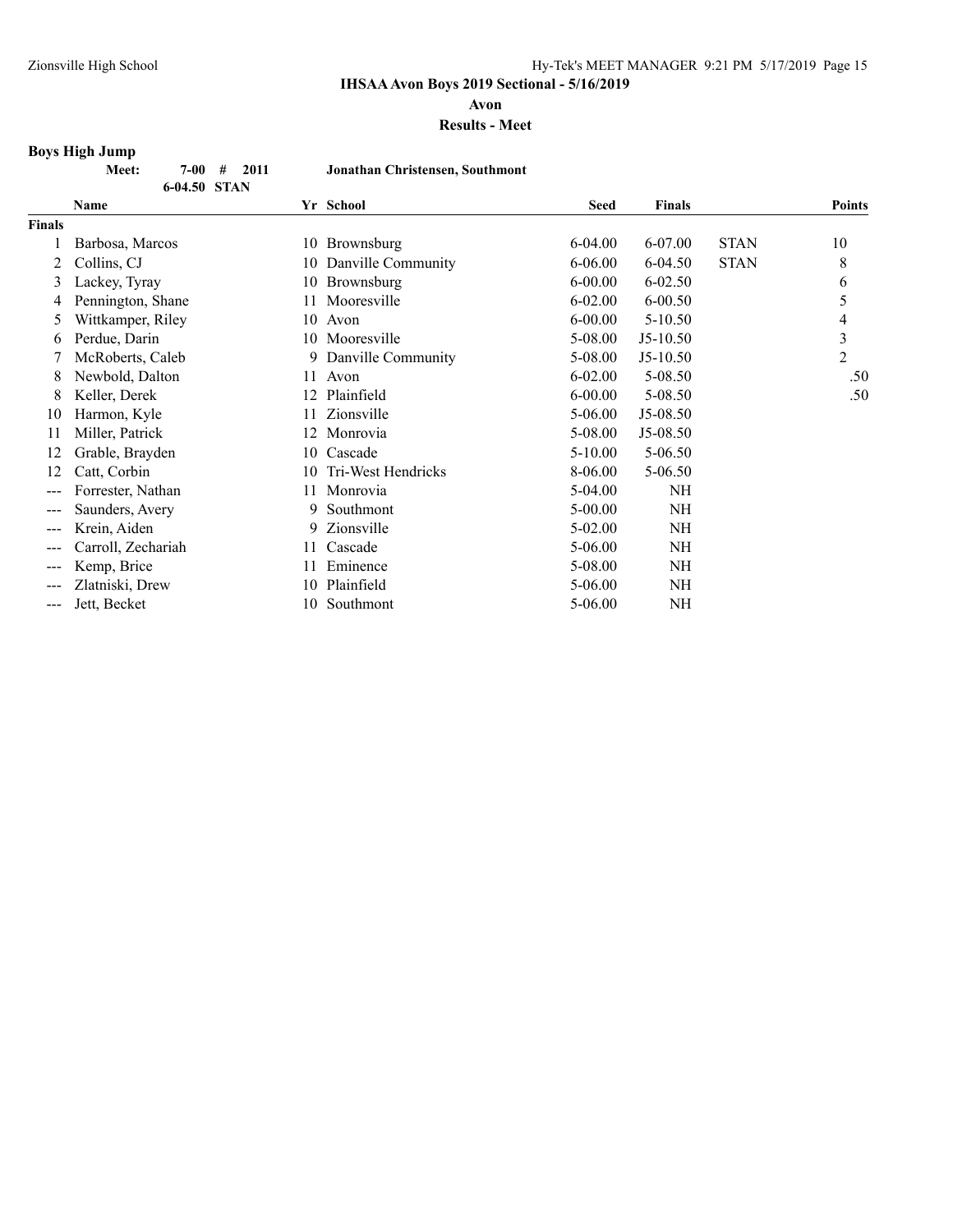## IHSAA Avon Boys 2019 Sectional - 5/16/2019

**Avon**

**Results - Meet**

### Boys High Jump

| | | | | |
|---|---|---|---|---|
| **Meet:** | **7-00** | **#** | **2011** | **Jonathan Christensen, Southmont** |
| | **6-04.50** | **STAN** | | |

| | Name | Yr | School | Seed | Finals | | Points |
|---|---|---|---|---|---|---|---|
| **Finals** | | | | | | | |
| 1 | Barbosa, Marcos | 10 | Brownsburg | 6-04.00 | 6-07.00 | STAN | 10 |
| 2 | Collins, CJ | 10 | Danville Community | 6-06.00 | 6-04.50 | STAN | 8 |
| 3 | Lackey, Tyray | 10 | Brownsburg | 6-00.00 | 6-02.50 | | 6 |
| 4 | Pennington, Shane | 11 | Mooresville | 6-02.00 | 6-00.50 | | 5 |
| 5 | Wittkamper, Riley | 10 | Avon | 6-00.00 | 5-10.50 | | 4 |
| 6 | Perdue, Darin | 10 | Mooresville | 5-08.00 | J5-10.50 | | 3 |
| 7 | McRoberts, Caleb | 9 | Danville Community | 5-08.00 | J5-10.50 | | 2 |
| 8 | Newbold, Dalton | 11 | Avon | 6-02.00 | 5-08.50 | | .50 |
| 8 | Keller, Derek | 12 | Plainfield | 6-00.00 | 5-08.50 | | .50 |
| 10 | Harmon, Kyle | 11 | Zionsville | 5-06.00 | J5-08.50 | | |
| 11 | Miller, Patrick | 12 | Monrovia | 5-08.00 | J5-08.50 | | |
| 12 | Grable, Brayden | 10 | Cascade | 5-10.00 | 5-06.50 | | |
| 12 | Catt, Corbin | 10 | Tri-West Hendricks | 8-06.00 | 5-06.50 | | |
| --- | Forrester, Nathan | 11 | Monrovia | 5-04.00 | NH | | |
| --- | Saunders, Avery | 9 | Southmont | 5-00.00 | NH | | |
| --- | Krein, Aiden | 9 | Zionsville | 5-02.00 | NH | | |
| --- | Carroll, Zechariah | 11 | Cascade | 5-06.00 | NH | | |
| --- | Kemp, Brice | 11 | Eminence | 5-08.00 | NH | | |
| --- | Zlatniski, Drew | 10 | Plainfield | 5-06.00 | NH | | |
| --- | Jett, Becket | 10 | Southmont | 5-06.00 | NH | | |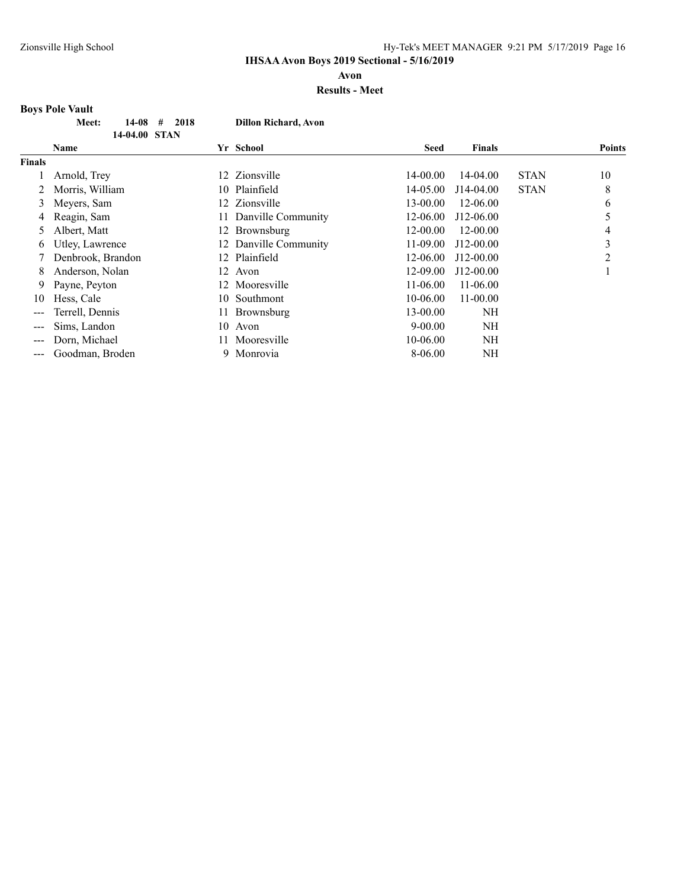**IHSAA Avon Boys 2019 Sectional - 5/16/2019**

**Avon**

**Results - Meet**

### Boys Pole Vault

| | | | |
|---|---|---|---|
| **Meet:** | **14-08 # 2018** | **Dillon Richard, Avon** | |
| | **14-04.00 STAN** | | |

| | Name | Yr | School | Seed | Finals | | Points |
|---|---|---|---|---|---|---|---|
| **Finals** | | | | | | | |
| 1 | Arnold, Trey | 12 | Zionsville | 14-00.00 | 14-04.00 | STAN | 10 |
| 2 | Morris, William | 10 | Plainfield | 14-05.00 | J14-04.00 | STAN | 8 |
| 3 | Meyers, Sam | 12 | Zionsville | 13-00.00 | 12-06.00 | | 6 |
| 4 | Reagin, Sam | 11 | Danville Community | 12-06.00 | J12-06.00 | | 5 |
| 5 | Albert, Matt | 12 | Brownsburg | 12-00.00 | 12-00.00 | | 4 |
| 6 | Utley, Lawrence | 12 | Danville Community | 11-09.00 | J12-00.00 | | 3 |
| 7 | Denbrook, Brandon | 12 | Plainfield | 12-06.00 | J12-00.00 | | 2 |
| 8 | Anderson, Nolan | 12 | Avon | 12-09.00 | J12-00.00 | | 1 |
| 9 | Payne, Peyton | 12 | Mooresville | 11-06.00 | 11-06.00 | | |
| 10 | Hess, Cale | 10 | Southmont | 10-06.00 | 11-00.00 | | |
| --- | Terrell, Dennis | 11 | Brownsburg | 13-00.00 | NH | | |
| --- | Sims, Landon | 10 | Avon | 9-00.00 | NH | | |
| --- | Dorn, Michael | 11 | Mooresville | 10-06.00 | NH | | |
| --- | Goodman, Broden | 9 | Monrovia | 8-06.00 | NH | | |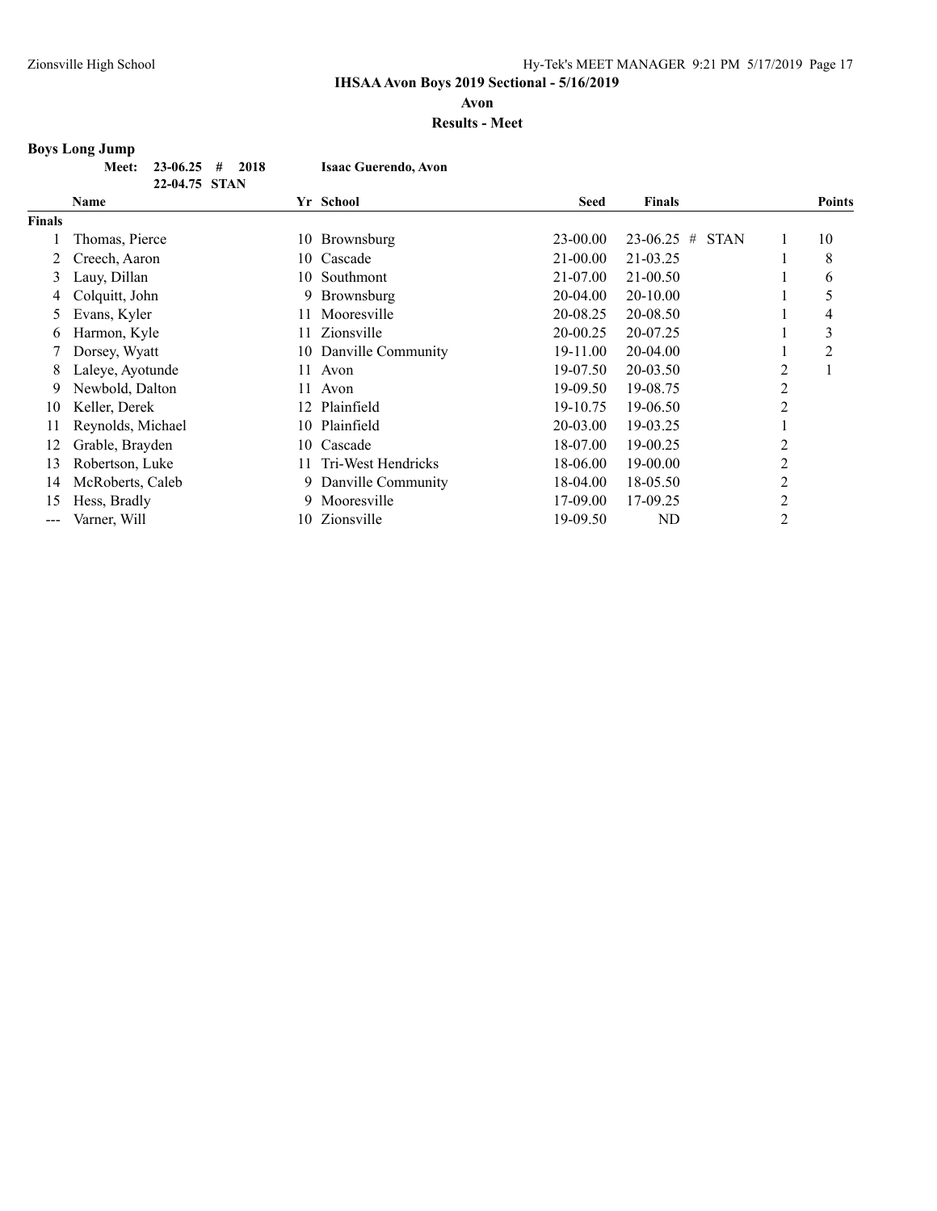## IHSAA Avon Boys 2019 Sectional - 5/16/2019

**Avon**

**Results - Meet**

### Boys Long Jump

**Meet: 23-06.25 # 2018 Isaac Guerendo, Avon**
**22-04.75 STAN**

| | Name | Yr | School | Seed | Finals | | | Points |
|---|---|---|---|---|---|---|---|---|
| **Finals** | | | | | | | | |
| 1 | Thomas, Pierce | 10 | Brownsburg | 23-00.00 | 23-06.25 | # STAN | 1 | 10 |
| 2 | Creech, Aaron | 10 | Cascade | 21-00.00 | 21-03.25 | | 1 | 8 |
| 3 | Lauy, Dillan | 10 | Southmont | 21-07.00 | 21-00.50 | | 1 | 6 |
| 4 | Colquitt, John | 9 | Brownsburg | 20-04.00 | 20-10.00 | | 1 | 5 |
| 5 | Evans, Kyler | 11 | Mooresville | 20-08.25 | 20-08.50 | | 1 | 4 |
| 6 | Harmon, Kyle | 11 | Zionsville | 20-00.25 | 20-07.25 | | 1 | 3 |
| 7 | Dorsey, Wyatt | 10 | Danville Community | 19-11.00 | 20-04.00 | | 1 | 2 |
| 8 | Laleye, Ayotunde | 11 | Avon | 19-07.50 | 20-03.50 | | 2 | 1 |
| 9 | Newbold, Dalton | 11 | Avon | 19-09.50 | 19-08.75 | | 2 | |
| 10 | Keller, Derek | 12 | Plainfield | 19-10.75 | 19-06.50 | | 2 | |
| 11 | Reynolds, Michael | 10 | Plainfield | 20-03.00 | 19-03.25 | | 1 | |
| 12 | Grable, Brayden | 10 | Cascade | 18-07.00 | 19-00.25 | | 2 | |
| 13 | Robertson, Luke | 11 | Tri-West Hendricks | 18-06.00 | 19-00.00 | | 2 | |
| 14 | McRoberts, Caleb | 9 | Danville Community | 18-04.00 | 18-05.50 | | 2 | |
| 15 | Hess, Bradly | 9 | Mooresville | 17-09.00 | 17-09.25 | | 2 | |
| --- | Varner, Will | 10 | Zionsville | 19-09.50 | ND | | 2 | |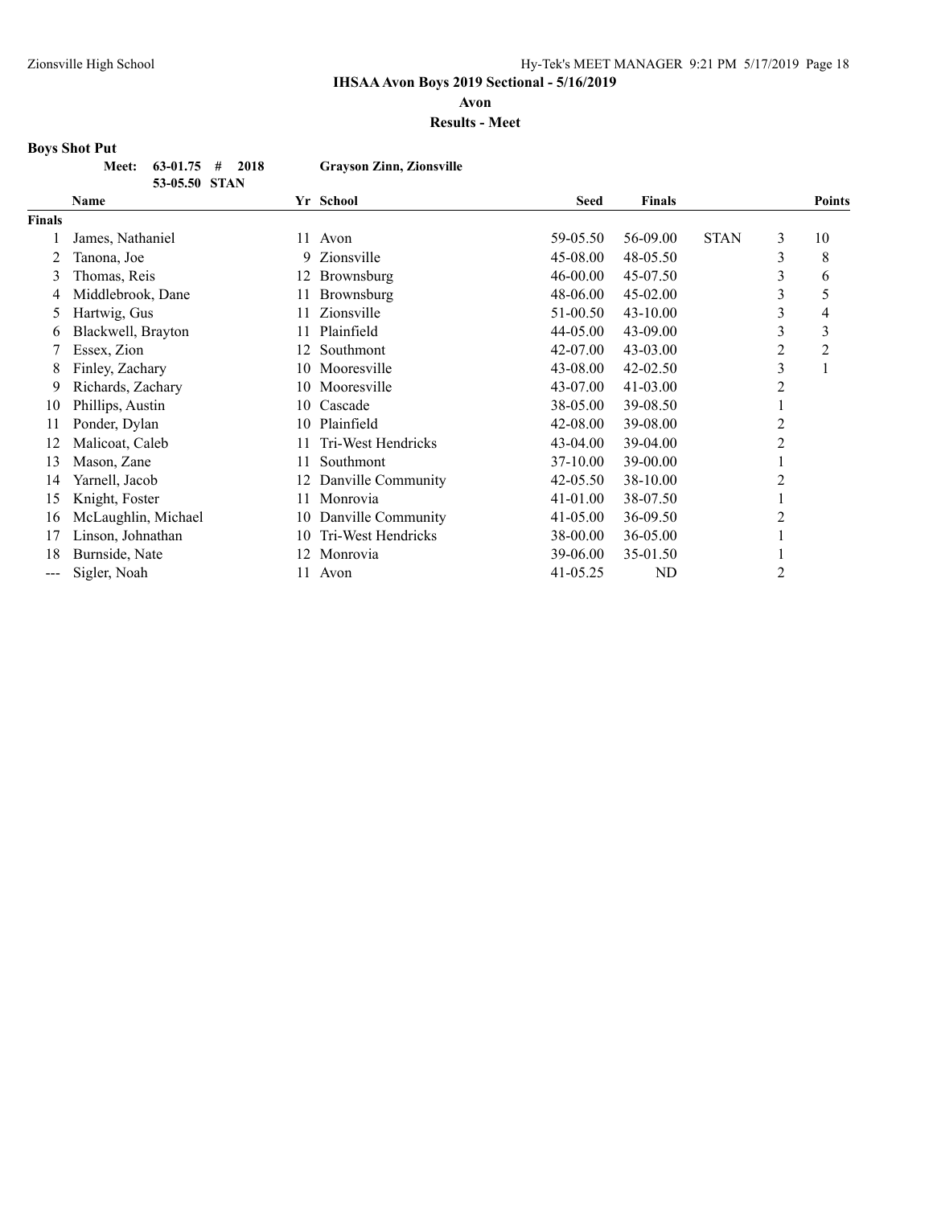**IHSAA Avon Boys 2019 Sectional - 5/16/2019**

**Avon**

**Results - Meet**

### Boys Shot Put

**Meet: 63-01.75 # 2018 Grayson Zinn, Zionsville**

**53-05.50 STAN**

| | Name | Yr | School | Seed | Finals | | | Points |
|---|---|---|---|---|---|---|---|---|
| **Finals** | | | | | | | | |
| 1 | James, Nathaniel | 11 | Avon | 59-05.50 | 56-09.00 | STAN | 3 | 10 |
| 2 | Tanona, Joe | 9 | Zionsville | 45-08.00 | 48-05.50 | | 3 | 8 |
| 3 | Thomas, Reis | 12 | Brownsburg | 46-00.00 | 45-07.50 | | 3 | 6 |
| 4 | Middlebrook, Dane | 11 | Brownsburg | 48-06.00 | 45-02.00 | | 3 | 5 |
| 5 | Hartwig, Gus | 11 | Zionsville | 51-00.50 | 43-10.00 | | 3 | 4 |
| 6 | Blackwell, Brayton | 11 | Plainfield | 44-05.00 | 43-09.00 | | 3 | 3 |
| 7 | Essex, Zion | 12 | Southmont | 42-07.00 | 43-03.00 | | 2 | 2 |
| 8 | Finley, Zachary | 10 | Mooresville | 43-08.00 | 42-02.50 | | 3 | 1 |
| 9 | Richards, Zachary | 10 | Mooresville | 43-07.00 | 41-03.00 | | 2 | |
| 10 | Phillips, Austin | 10 | Cascade | 38-05.00 | 39-08.50 | | 1 | |
| 11 | Ponder, Dylan | 10 | Plainfield | 42-08.00 | 39-08.00 | | 2 | |
| 12 | Malicoat, Caleb | 11 | Tri-West Hendricks | 43-04.00 | 39-04.00 | | 2 | |
| 13 | Mason, Zane | 11 | Southmont | 37-10.00 | 39-00.00 | | 1 | |
| 14 | Yarnell, Jacob | 12 | Danville Community | 42-05.50 | 38-10.00 | | 2 | |
| 15 | Knight, Foster | 11 | Monrovia | 41-01.00 | 38-07.50 | | 1 | |
| 16 | McLaughlin, Michael | 10 | Danville Community | 41-05.00 | 36-09.50 | | 2 | |
| 17 | Linson, Johnathan | 10 | Tri-West Hendricks | 38-00.00 | 36-05.00 | | 1 | |
| 18 | Burnside, Nate | 12 | Monrovia | 39-06.00 | 35-01.50 | | 1 | |
| --- | Sigler, Noah | 11 | Avon | 41-05.25 | ND | | 2 | |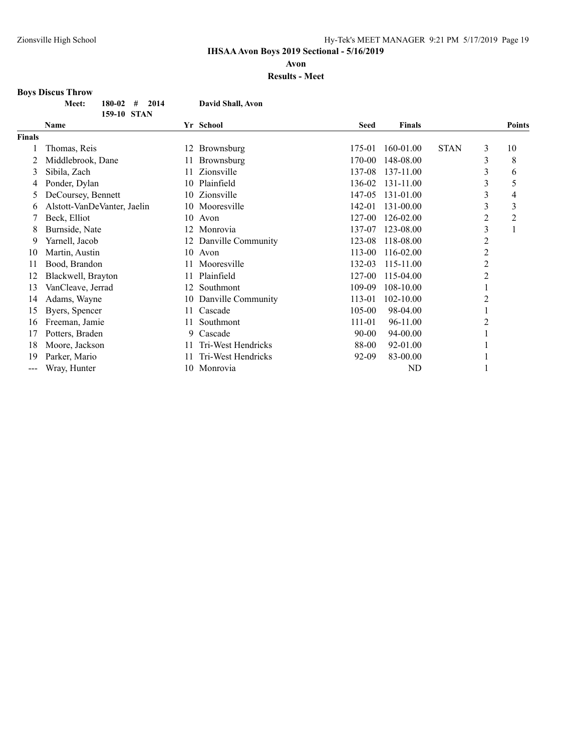**IHSAA Avon Boys 2019 Sectional - 5/16/2019**

**Avon**

**Results - Meet**

### Boys Discus Throw

**Meet: 180-02 # 2014 David Shall, Avon**

**159-10 STAN**

| | Name | Yr | School | Seed | Finals | | | Points |
|---|---|---|---|---|---|---|---|---|
| **Finals** | | | | | | | | |
| 1 | Thomas, Reis | 12 | Brownsburg | 175-01 | 160-01.00 | STAN | 3 | 10 |
| 2 | Middlebrook, Dane | 11 | Brownsburg | 170-00 | 148-08.00 | | 3 | 8 |
| 3 | Sibila, Zach | 11 | Zionsville | 137-08 | 137-11.00 | | 3 | 6 |
| 4 | Ponder, Dylan | 10 | Plainfield | 136-02 | 131-11.00 | | 3 | 5 |
| 5 | DeCoursey, Bennett | 10 | Zionsville | 147-05 | 131-01.00 | | 3 | 4 |
| 6 | Alstott-VanDeVanter, Jaelin | 10 | Mooresville | 142-01 | 131-00.00 | | 3 | 3 |
| 7 | Beck, Elliot | 10 | Avon | 127-00 | 126-02.00 | | 2 | 2 |
| 8 | Burnside, Nate | 12 | Monrovia | 137-07 | 123-08.00 | | 3 | 1 |
| 9 | Yarnell, Jacob | 12 | Danville Community | 123-08 | 118-08.00 | | 2 | |
| 10 | Martin, Austin | 10 | Avon | 113-00 | 116-02.00 | | 2 | |
| 11 | Bood, Brandon | 11 | Mooresville | 132-03 | 115-11.00 | | 2 | |
| 12 | Blackwell, Brayton | 11 | Plainfield | 127-00 | 115-04.00 | | 2 | |
| 13 | VanCleave, Jerrad | 12 | Southmont | 109-09 | 108-10.00 | | 1 | |
| 14 | Adams, Wayne | 10 | Danville Community | 113-01 | 102-10.00 | | 2 | |
| 15 | Byers, Spencer | 11 | Cascade | 105-00 | 98-04.00 | | 1 | |
| 16 | Freeman, Jamie | 11 | Southmont | 111-01 | 96-11.00 | | 2 | |
| 17 | Potters, Braden | 9 | Cascade | 90-00 | 94-00.00 | | 1 | |
| 18 | Moore, Jackson | 11 | Tri-West Hendricks | 88-00 | 92-01.00 | | 1 | |
| 19 | Parker, Mario | 11 | Tri-West Hendricks | 92-09 | 83-00.00 | | 1 | |
| --- | Wray, Hunter | 10 | Monrovia | | ND | | 1 | |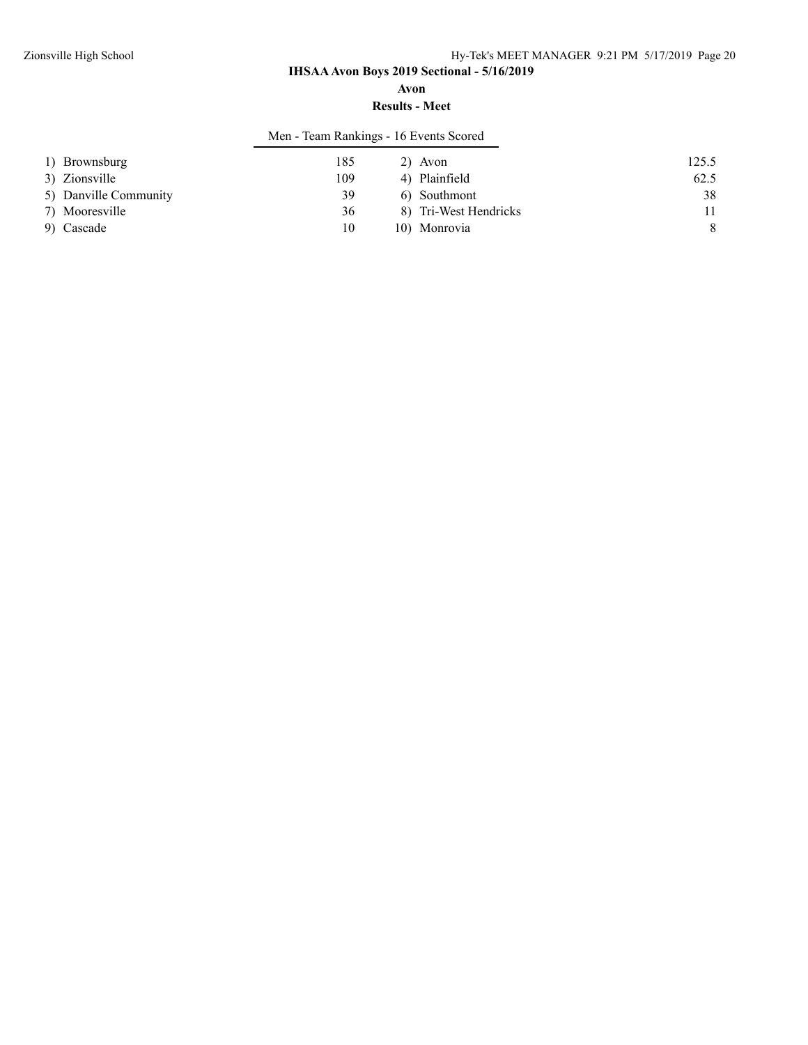**IHSAA Avon Boys 2019 Sectional - 5/16/2019**

**Avon**

**Results - Meet**

## Men - Team Rankings - 16 Events Scored

| | | |
|---|---|---|
| 1) | Brownsburg | 185 |
| 2) | Avon | 125.5 |
| 3) | Zionsville | 109 |
| 4) | Plainfield | 62.5 |
| 5) | Danville Community | 39 |
| 6) | Southmont | 38 |
| 7) | Mooresville | 36 |
| 8) | Tri-West Hendricks | 11 |
| 9) | Cascade | 10 |
| 10) | Monrovia | 8 |